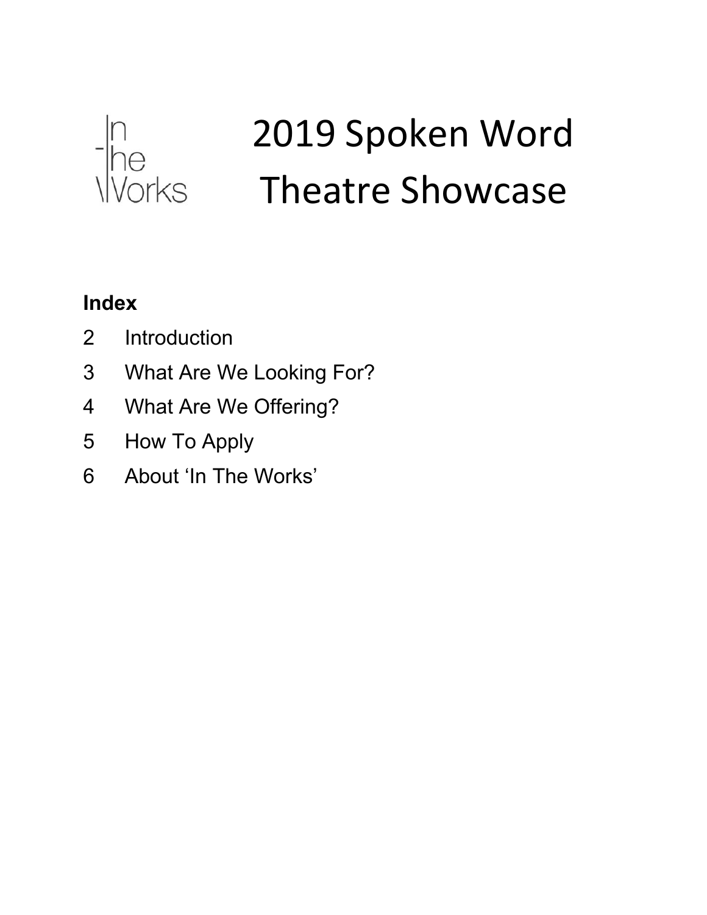In The Works

# 2019 Spoken Word Theatre Showcase

**Index**

2 Introduction

3 What Are We Looking For?

4 What Are We Offering?

5 How To Apply

6 About 'In The Works'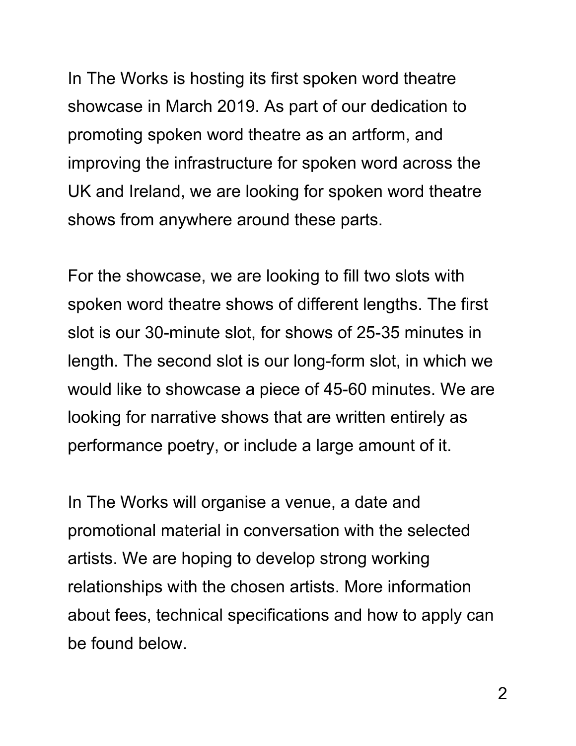In The Works is hosting its first spoken word theatre showcase in March 2019. As part of our dedication to promoting spoken word theatre as an artform, and improving the infrastructure for spoken word across the UK and Ireland, we are looking for spoken word theatre shows from anywhere around these parts.

For the showcase, we are looking to fill two slots with spoken word theatre shows of different lengths. The first slot is our 30-minute slot, for shows of 25-35 minutes in length. The second slot is our long-form slot, in which we would like to showcase a piece of 45-60 minutes. We are looking for narrative shows that are written entirely as performance poetry, or include a large amount of it.

In The Works will organise a venue, a date and promotional material in conversation with the selected artists. We are hoping to develop strong working relationships with the chosen artists. More information about fees, technical specifications and how to apply can be found below.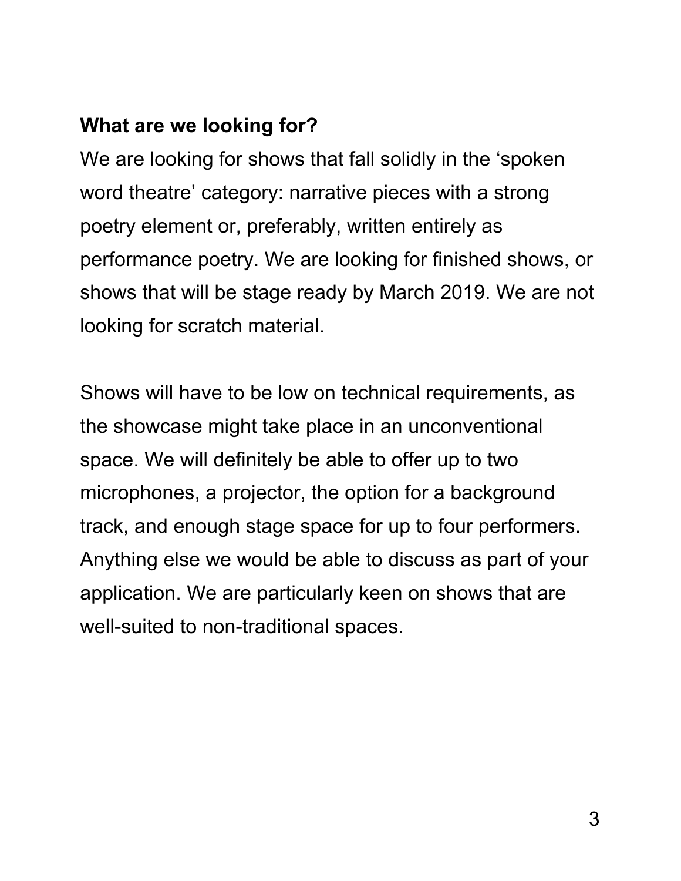**What are we looking for?**

We are looking for shows that fall solidly in the 'spoken word theatre' category: narrative pieces with a strong poetry element or, preferably, written entirely as performance poetry. We are looking for finished shows, or shows that will be stage ready by March 2019. We are not looking for scratch material.

Shows will have to be low on technical requirements, as the showcase might take place in an unconventional space. We will definitely be able to offer up to two microphones, a projector, the option for a background track, and enough stage space for up to four performers. Anything else we would be able to discuss as part of your application. We are particularly keen on shows that are well-suited to non-traditional spaces.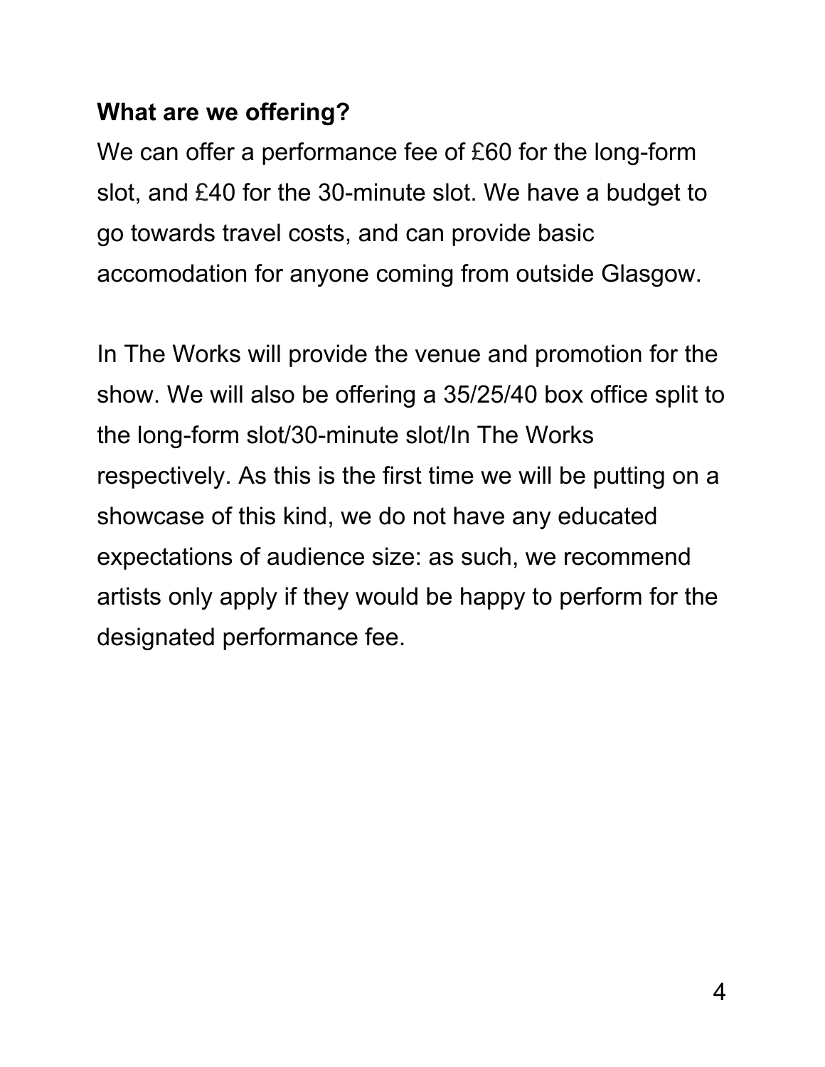**What are we offering?**

We can offer a performance fee of £60 for the long-form slot, and £40 for the 30-minute slot. We have a budget to go towards travel costs, and can provide basic accomodation for anyone coming from outside Glasgow.

In The Works will provide the venue and promotion for the show. We will also be offering a 35/25/40 box office split to the long-form slot/30-minute slot/In The Works respectively. As this is the first time we will be putting on a showcase of this kind, we do not have any educated expectations of audience size: as such, we recommend artists only apply if they would be happy to perform for the designated performance fee.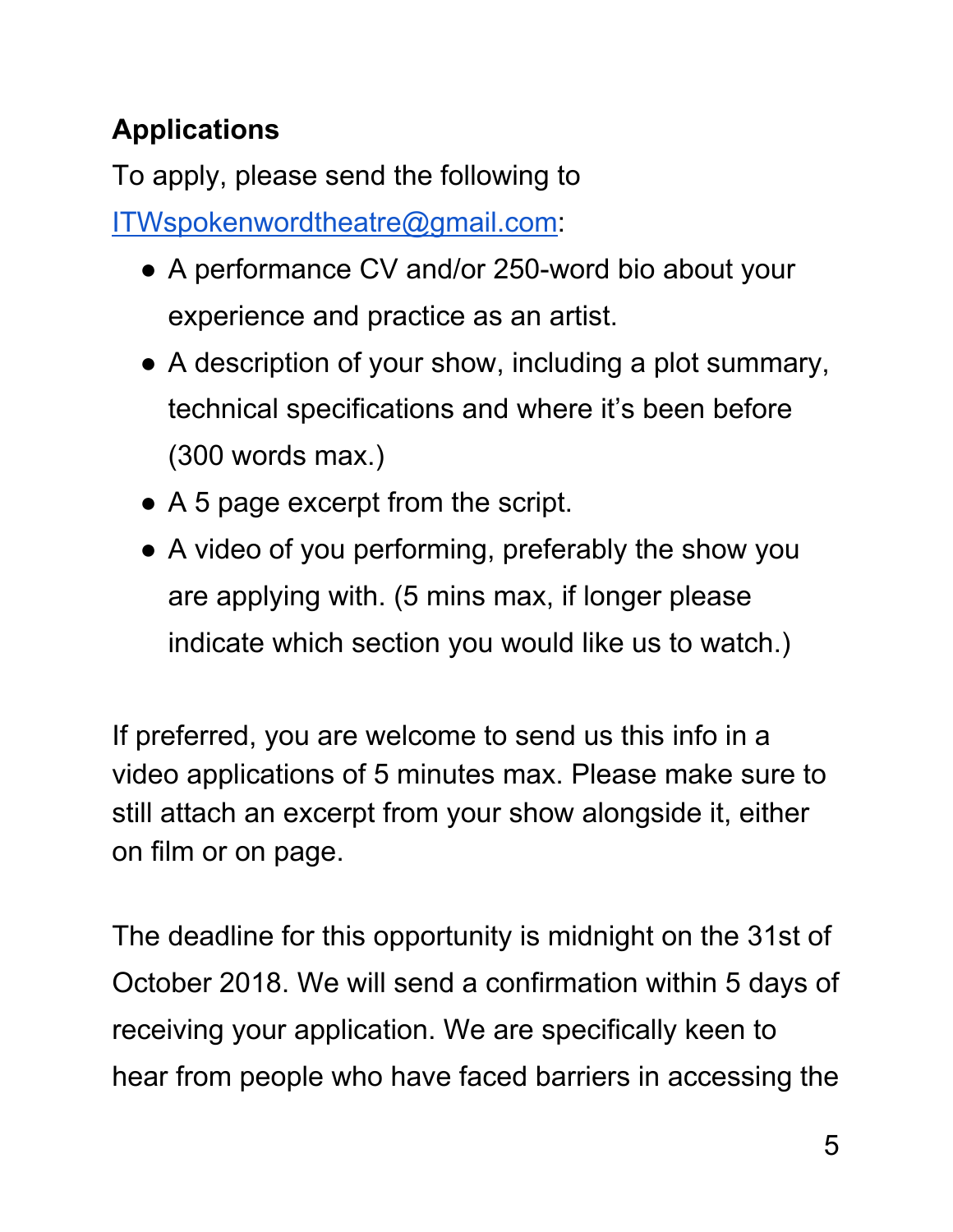## Applications

To apply, please send the following to [ITWspokenwordtheatre@gmail.com](mailto:ITWspokenwordtheatre@gmail.com):

- A performance CV and/or 250-word bio about your experience and practice as an artist.
- A description of your show, including a plot summary, technical specifications and where it's been before (300 words max.)
- A 5 page excerpt from the script.
- A video of you performing, preferably the show you are applying with. (5 mins max, if longer please indicate which section you would like us to watch.)

If preferred, you are welcome to send us this info in a video applications of 5 minutes max. Please make sure to still attach an excerpt from your show alongside it, either on film or on page.

The deadline for this opportunity is midnight on the 31st of October 2018. We will send a confirmation within 5 days of receiving your application. We are specifically keen to hear from people who have faced barriers in accessing the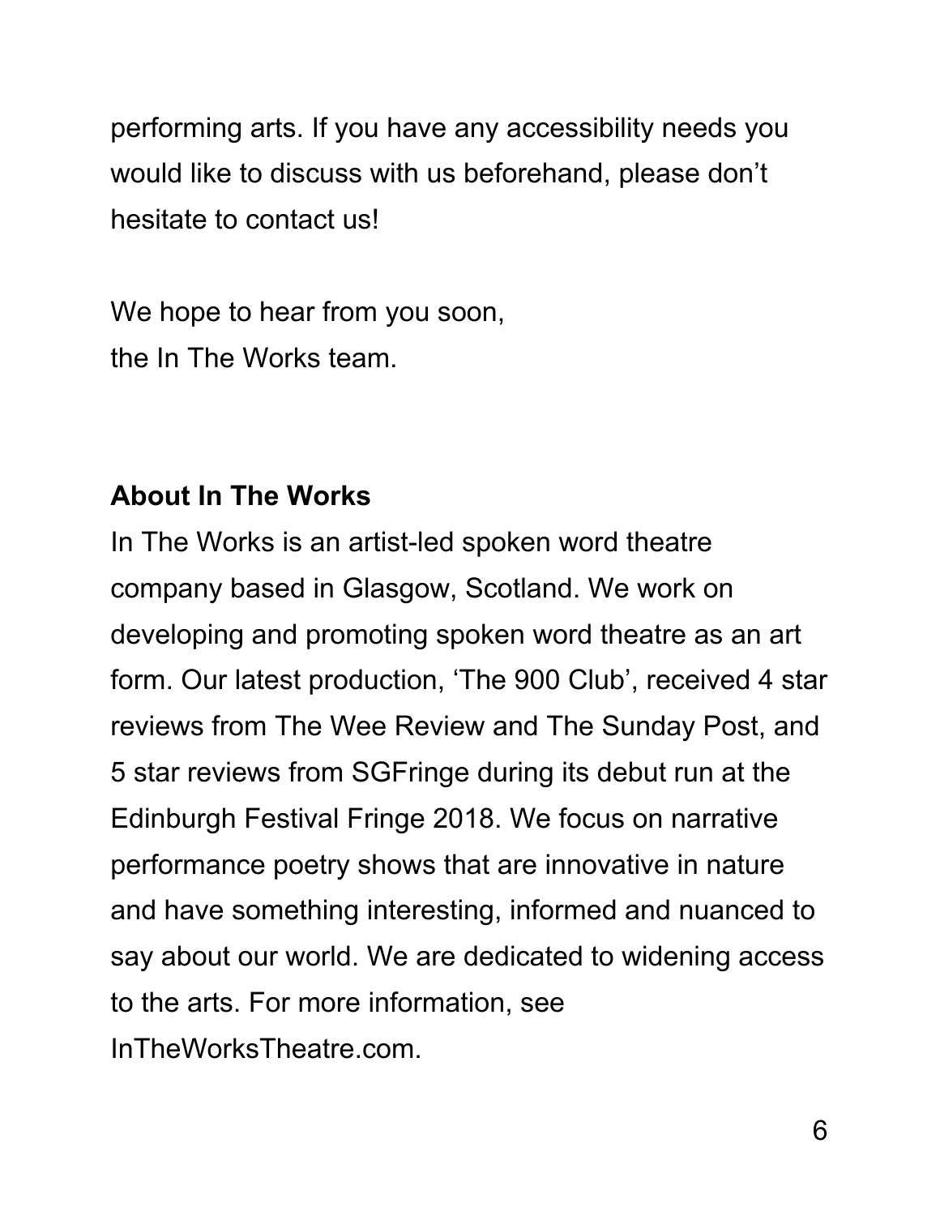performing arts. If you have any accessibility needs you would like to discuss with us beforehand, please don't hesitate to contact us!

We hope to hear from you soon,
the In The Works team.

**About In The Works**

In The Works is an artist-led spoken word theatre company based in Glasgow, Scotland. We work on developing and promoting spoken word theatre as an art form. Our latest production, 'The 900 Club', received 4 star reviews from The Wee Review and The Sunday Post, and 5 star reviews from SGFringe during its debut run at the Edinburgh Festival Fringe 2018. We focus on narrative performance poetry shows that are innovative in nature and have something interesting, informed and nuanced to say about our world. We are dedicated to widening access to the arts. For more information, see InTheWorksTheatre.com.